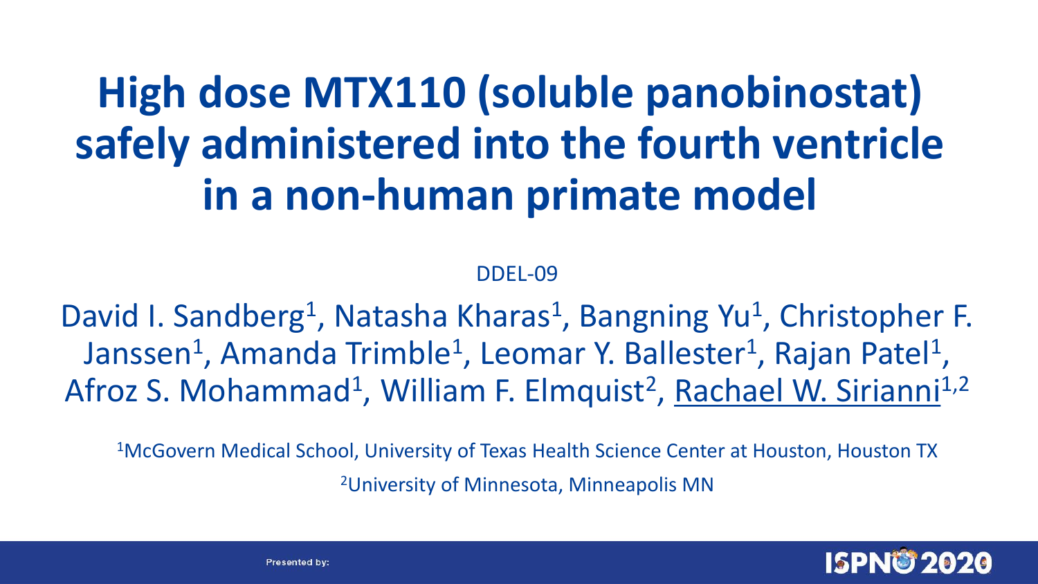# High dose MTX110 (soluble panobinostat) safely administered into the fourth ventricle in a non-human primate model

DDEL-09

David I. Sandberg[1], Natasha Kharas[1], Bangning Yu[1], Christopher F. Janssen[1], Amanda Trimble[1], Leomar Y. Ballester[1], Rajan Patel[1], Afroz S. Mohammad[1], William F. Elmquist[2], Rachael W. Sirianni[1,2]

[1]McGovern Medical School, University of Texas Health Science Center at Houston, Houston TX

[2]University of Minnesota, Minneapolis MN

Presented by: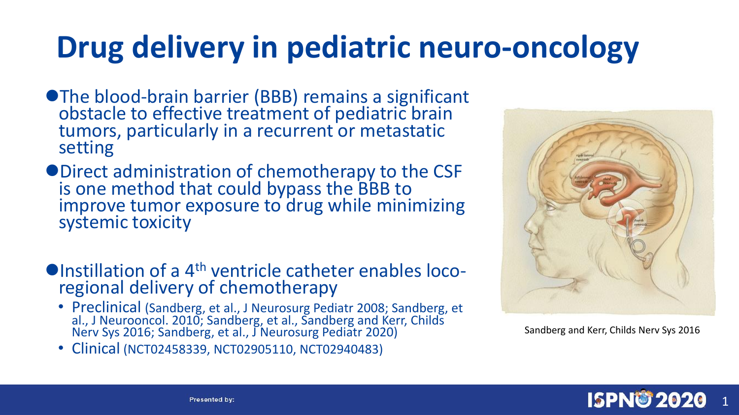# Drug delivery in pediatric neuro-oncology

- The blood-brain barrier (BBB) remains a significant obstacle to effective treatment of pediatric brain tumors, particularly in a recurrent or metastatic setting
- Direct administration of chemotherapy to the CSF is one method that could bypass the BBB to improve tumor exposure to drug while minimizing systemic toxicity
- Instillation of a 4th ventricle catheter enables loco-regional delivery of chemotherapy
  - Preclinical (Sandberg, et al., J Neurosurg Pediatr 2008; Sandberg, et al., J Neurooncol. 2010; Sandberg, et al., Sandberg and Kerr, Childs Nerv Sys 2016; Sandberg, et al., J Neurosurg Pediatr 2020)
  - Clinical (NCT02458339, NCT02905110, NCT02940483)

Sandberg and Kerr, Childs Nerv Sys 2016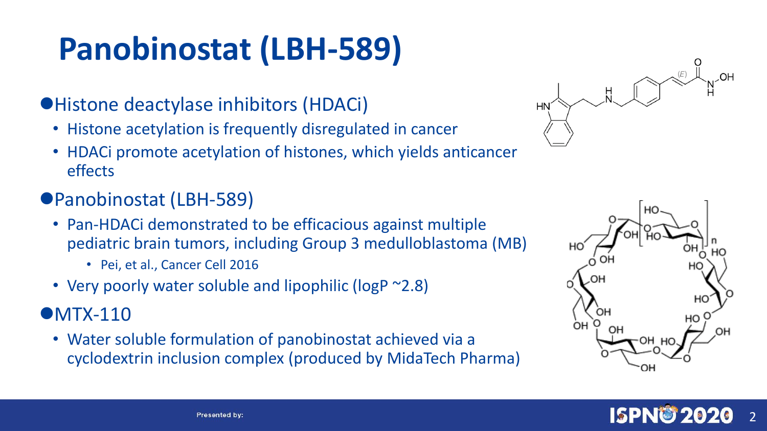# Panobinostat (LBH-589)

- Histone deactylase inhibitors (HDACi)
  - Histone acetylation is frequently disregulated in cancer
  - HDACi promote acetylation of histones, which yields anticancer effects
- Panobinostat (LBH-589)
  - Pan-HDACi demonstrated to be efficacious against multiple pediatric brain tumors, including Group 3 medulloblastoma (MB)
    - Pei, et al., Cancer Cell 2016
  - Very poorly water soluble and lipophilic (logP ~2.8)
- MTX-110
  - Water soluble formulation of panobinostat achieved via a cyclodextrin inclusion complex (produced by MidaTech Pharma)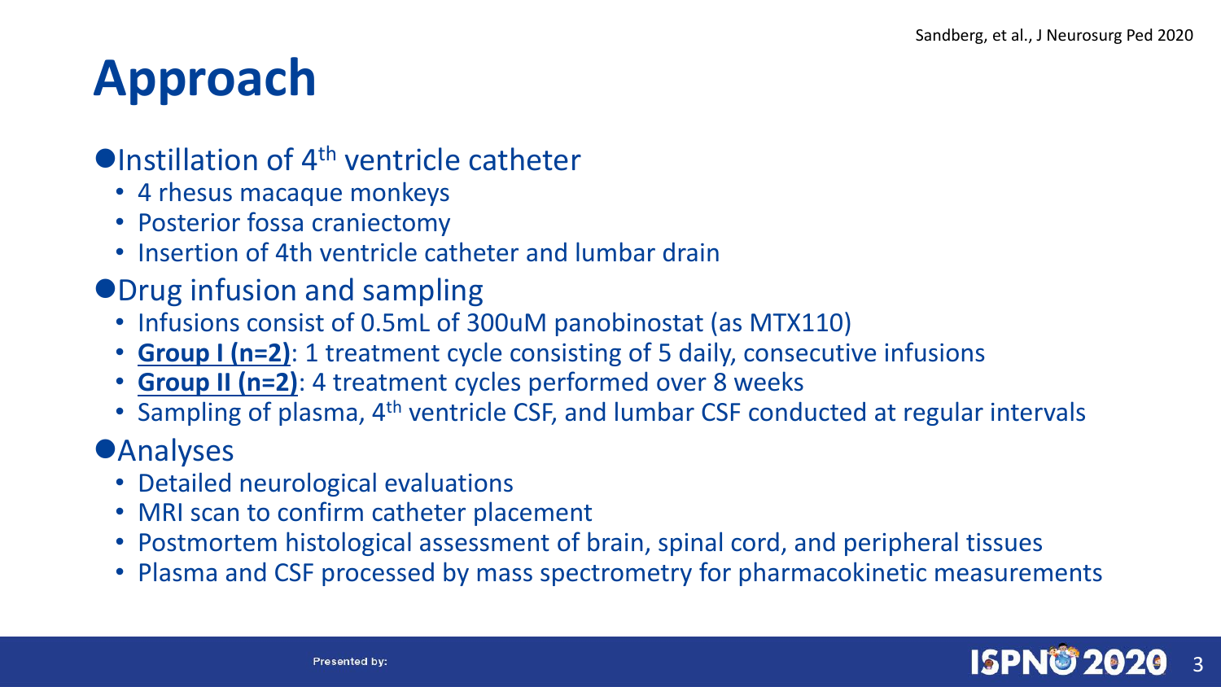Sandberg, et al., J Neurosurg Ped 2020

# Approach

- Instillation of 4th ventricle catheter
  - 4 rhesus macaque monkeys
  - Posterior fossa craniectomy
  - Insertion of 4th ventricle catheter and lumbar drain
- Drug infusion and sampling
  - Infusions consist of 0.5mL of 300uM panobinostat (as MTX110)
  - **Group I (n=2)**: 1 treatment cycle consisting of 5 daily, consecutive infusions
  - **Group II (n=2)**: 4 treatment cycles performed over 8 weeks
  - Sampling of plasma, 4th ventricle CSF, and lumbar CSF conducted at regular intervals
- Analyses
  - Detailed neurological evaluations
  - MRI scan to confirm catheter placement
  - Postmortem histological assessment of brain, spinal cord, and peripheral tissues
  - Plasma and CSF processed by mass spectrometry for pharmacokinetic measurements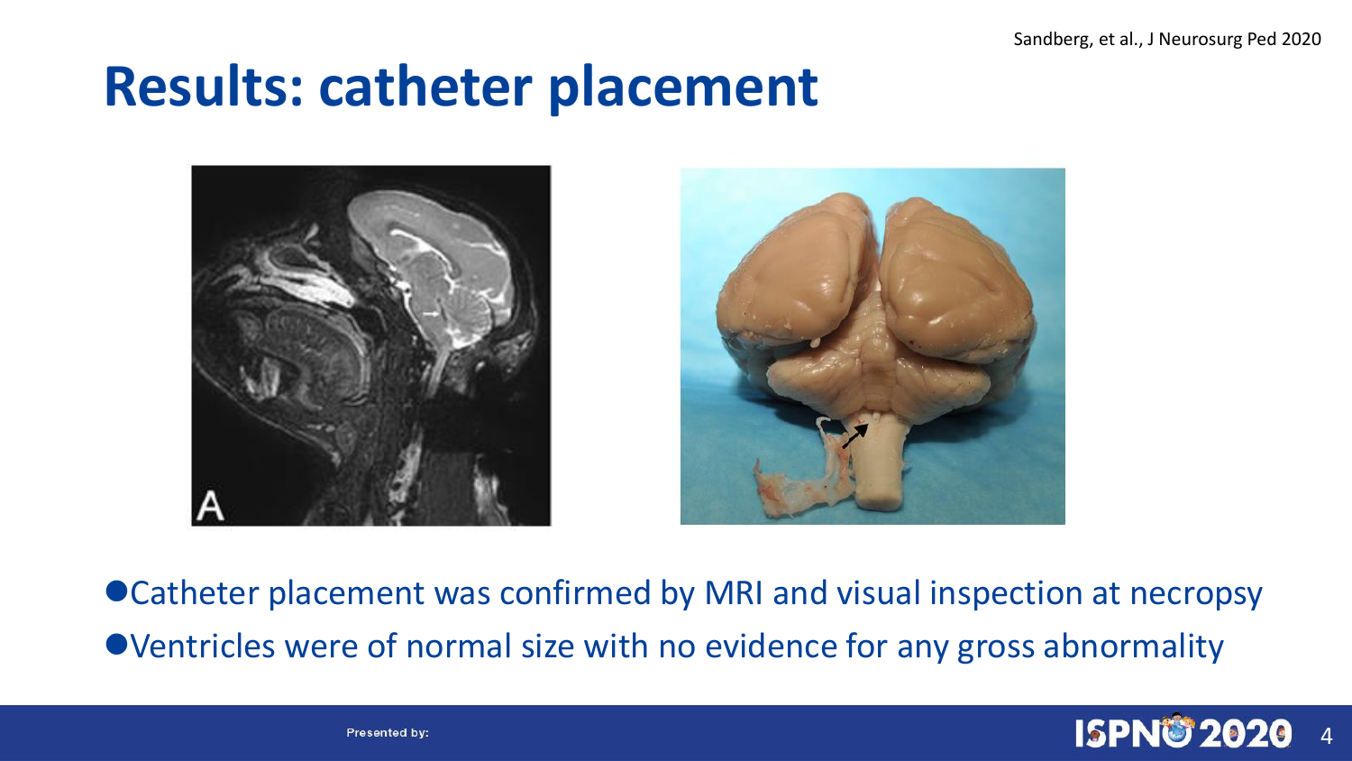Sandberg, et al., J Neurosurg Ped 2020

# Results: catheter placement

- Catheter placement was confirmed by MRI and visual inspection at necropsy
- Ventricles were of normal size with no evidence for any gross abnormality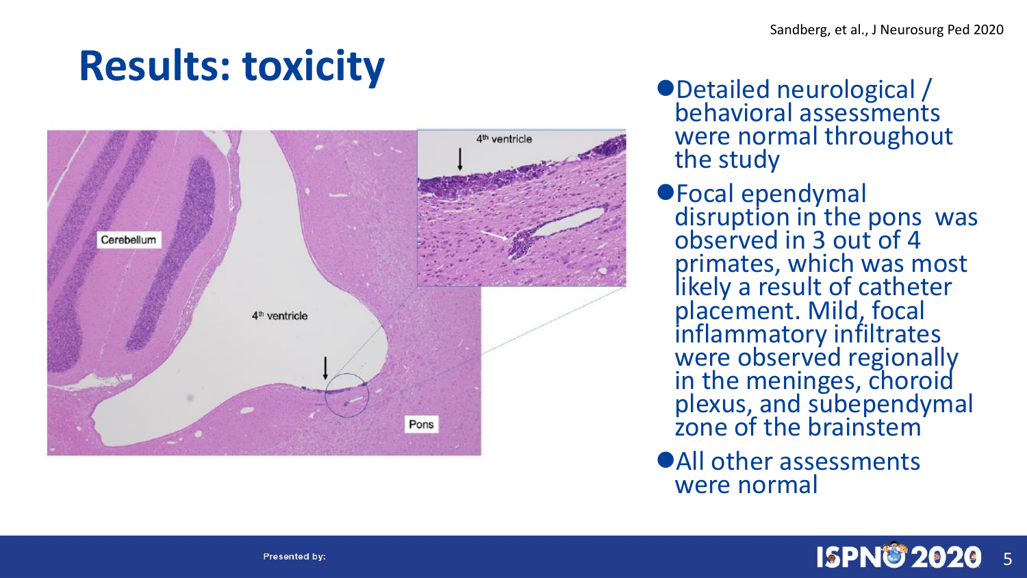Sandberg, et al., J Neurosurg Ped 2020

# Results: toxicity

- Detailed neurological / behavioral assessments were normal throughout the study
- Focal ependymal disruption in the pons was observed in 3 out of 4 primates, which was most likely a result of catheter placement. Mild, focal inflammatory infiltrates were observed regionally in the meninges, choroid plexus, and subependymal zone of the brainstem
- All other assessments were normal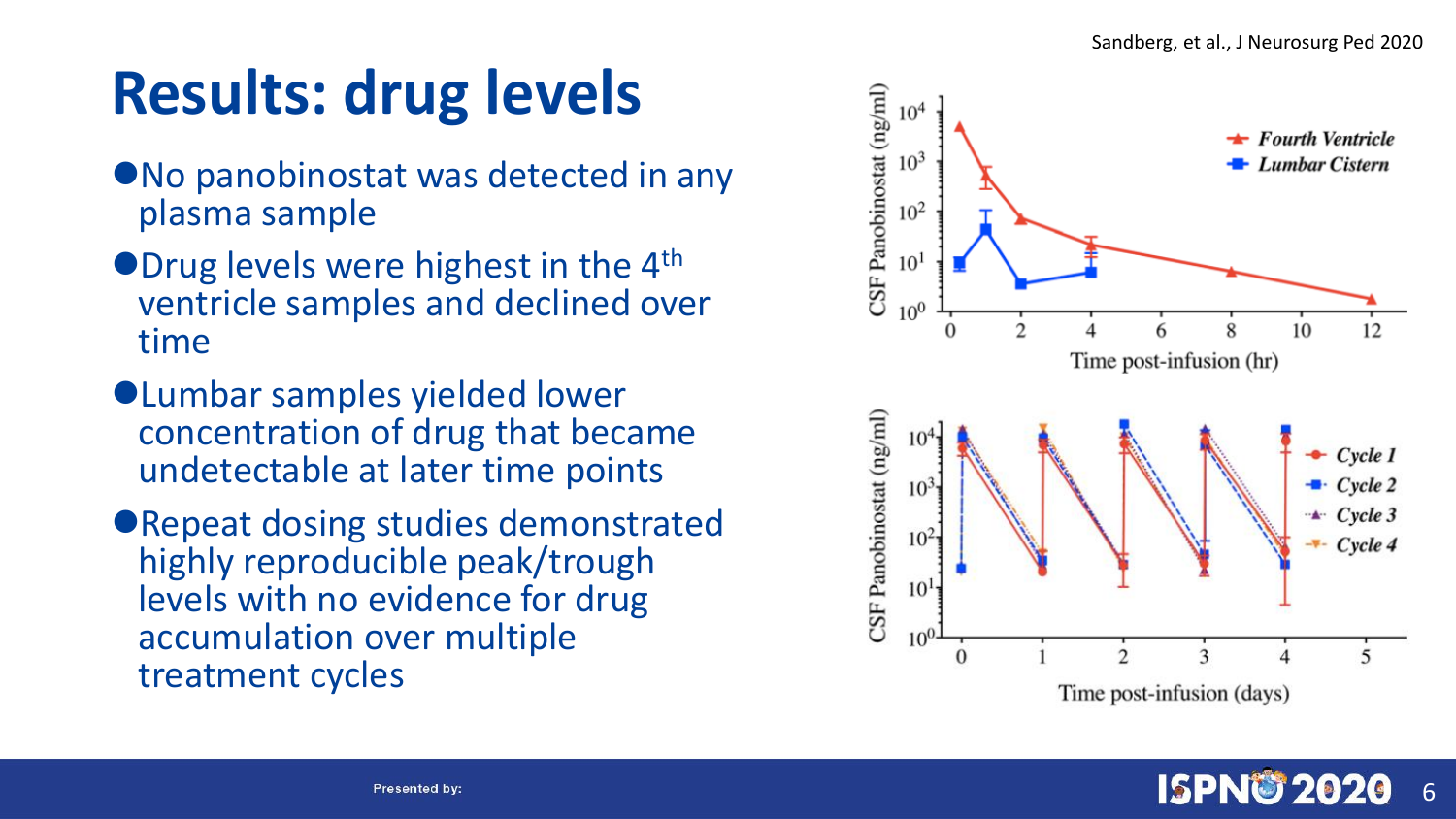Sandberg, et al., J Neurosurg Ped 2020

# Results: drug levels

- No panobinostat was detected in any plasma sample
- Drug levels were highest in the 4th ventricle samples and declined over time
- Lumbar samples yielded lower concentration of drug that became undetectable at later time points
- Repeat dosing studies demonstrated highly reproducible peak/trough levels with no evidence for drug accumulation over multiple treatment cycles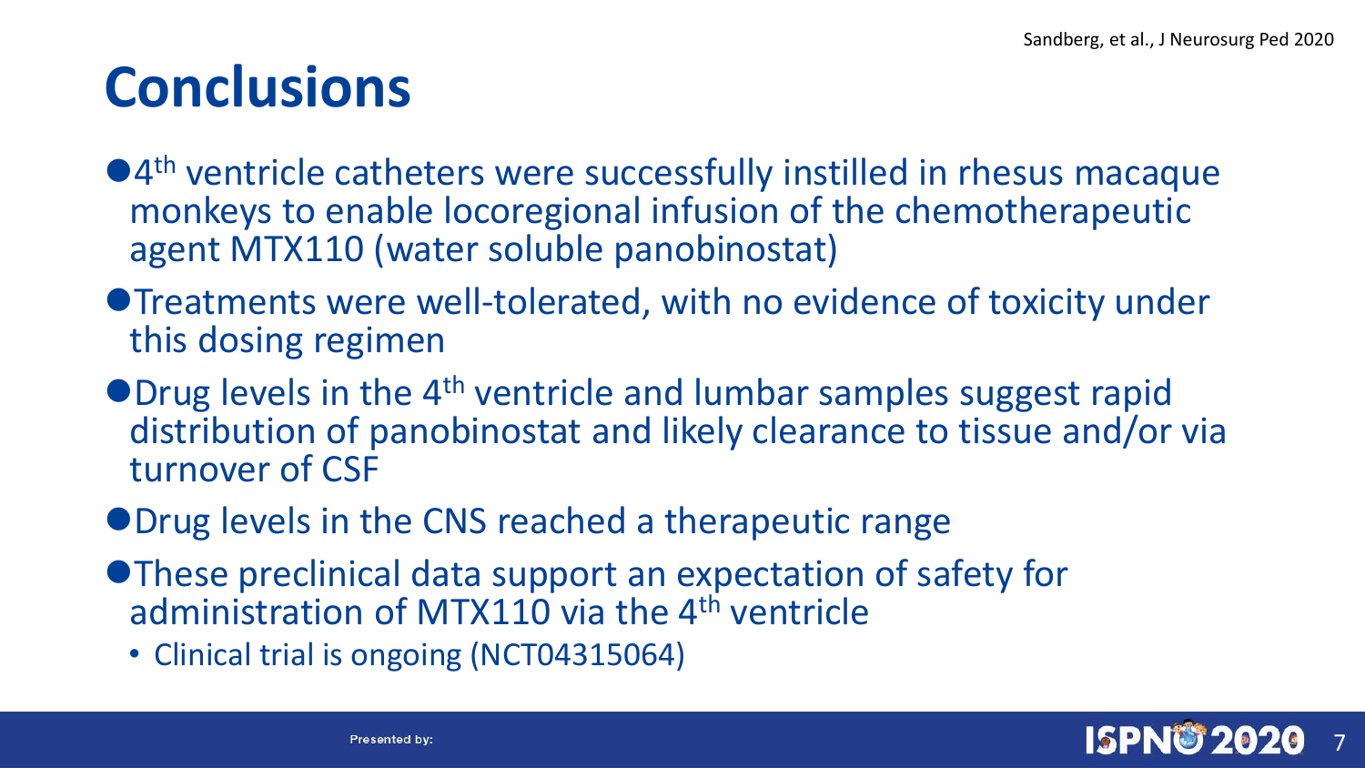Sandberg, et al., J Neurosurg Ped 2020

# Conclusions

- 4th ventricle catheters were successfully instilled in rhesus macaque monkeys to enable locoregional infusion of the chemotherapeutic agent MTX110 (water soluble panobinostat)
- Treatments were well-tolerated, with no evidence of toxicity under this dosing regimen
- Drug levels in the 4th ventricle and lumbar samples suggest rapid distribution of panobinostat and likely clearance to tissue and/or via turnover of CSF
- Drug levels in the CNS reached a therapeutic range
- These preclinical data support an expectation of safety for administration of MTX110 via the 4th ventricle
  - Clinical trial is ongoing (NCT04315064)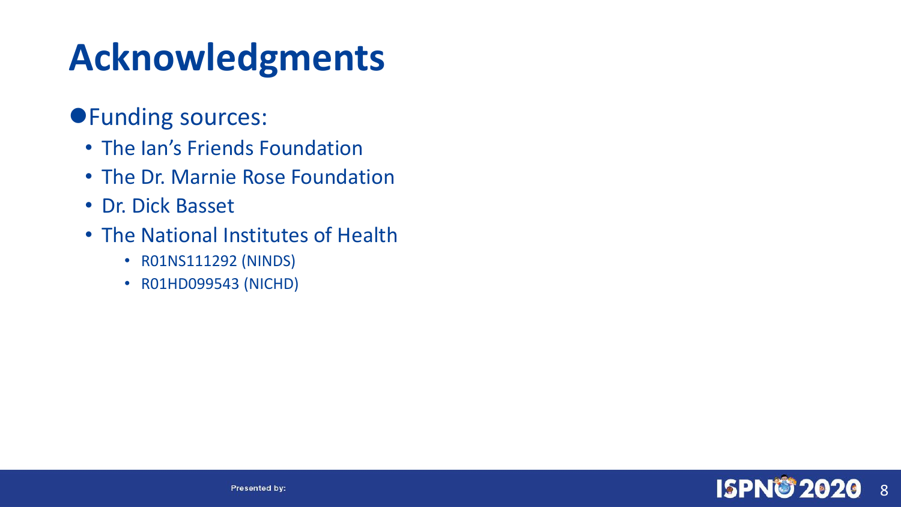# Acknowledgments

- Funding sources:
  - The Ian's Friends Foundation
  - The Dr. Marnie Rose Foundation
  - Dr. Dick Basset
  - The National Institutes of Health
    - R01NS111292 (NINDS)
    - R01HD099543 (NICHD)